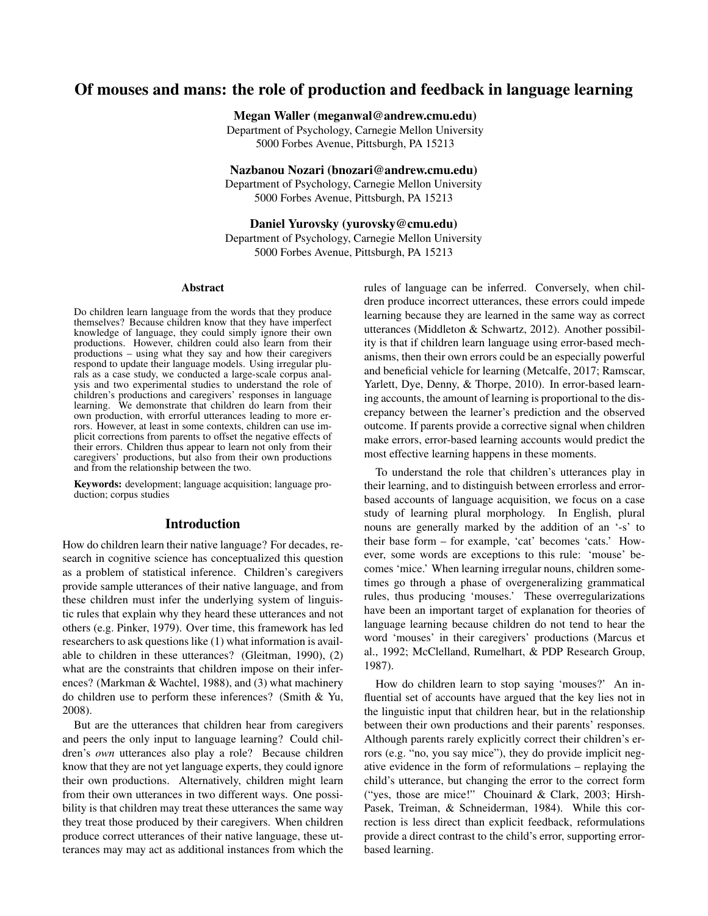# Of mouses and mans: the role of production and feedback in language learning

**Megan Waller (meganwal@andrew.cmu.edu)**
Department of Psychology, Carnegie Mellon University
5000 Forbes Avenue, Pittsburgh, PA 15213

**Nazbanou Nozari (bnozari@andrew.cmu.edu)**
Department of Psychology, Carnegie Mellon University
5000 Forbes Avenue, Pittsburgh, PA 15213

**Daniel Yurovsky (yurovsky@cmu.edu)**
Department of Psychology, Carnegie Mellon University
5000 Forbes Avenue, Pittsburgh, PA 15213

## Abstract

Do children learn language from the words that they produce themselves? Because children know that they have imperfect knowledge of language, they could simply ignore their own productions. However, children could also learn from their productions – using what they say and how their caregivers respond to update their language models. Using irregular plurals as a case study, we conducted a large-scale corpus analysis and two experimental studies to understand the role of children's productions and caregivers' responses in language learning. We demonstrate that children do learn from their own production, with errorful utterances leading to more errors. However, at least in some contexts, children can use implicit corrections from parents to offset the negative effects of their errors. Children thus appear to learn not only from their caregivers' productions, but also from their own productions and from the relationship between the two.

**Keywords:** development; language acquisition; language production; corpus studies

## Introduction

How do children learn their native language? For decades, research in cognitive science has conceptualized this question as a problem of statistical inference. Children's caregivers provide sample utterances of their native language, and from these children must infer the underlying system of linguistic rules that explain why they heard these utterances and not others (e.g. Pinker, 1979). Over time, this framework has led researchers to ask questions like (1) what information is available to children in these utterances? (Gleitman, 1990), (2) what are the constraints that children impose on their inferences? (Markman & Wachtel, 1988), and (3) what machinery do children use to perform these inferences? (Smith & Yu, 2008).

But are the utterances that children hear from caregivers and peers the only input to language learning? Could children's *own* utterances also play a role? Because children know that they are not yet language experts, they could ignore their own productions. Alternatively, children might learn from their own utterances in two different ways. One possibility is that children may treat these utterances the same way they treat those produced by their caregivers. When children produce correct utterances of their native language, these utterances may may act as additional instances from which the rules of language can be inferred. Conversely, when children produce incorrect utterances, these errors could impede learning because they are learned in the same way as correct utterances (Middleton & Schwartz, 2012). Another possibility is that if children learn language using error-based mechanisms, then their own errors could be an especially powerful and beneficial vehicle for learning (Metcalfe, 2017; Ramscar, Yarlett, Dye, Denny, & Thorpe, 2010). In error-based learning accounts, the amount of learning is proportional to the discrepancy between the learner's prediction and the observed outcome. If parents provide a corrective signal when children make errors, error-based learning accounts would predict the most effective learning happens in these moments.

To understand the role that children's utterances play in their learning, and to distinguish between errorless and error-based accounts of language acquisition, we focus on a case study of learning plural morphology. In English, plural nouns are generally marked by the addition of an '-s' to their base form – for example, 'cat' becomes 'cats.' However, some words are exceptions to this rule: 'mouse' becomes 'mice.' When learning irregular nouns, children sometimes go through a phase of overgeneralizing grammatical rules, thus producing 'mouses.' These overregularizations have been an important target of explanation for theories of language learning because children do not tend to hear the word 'mouses' in their caregivers' productions (Marcus et al., 1992; McClelland, Rumelhart, & PDP Research Group, 1987).

How do children learn to stop saying 'mouses?' An influential set of accounts have argued that the key lies not in the linguistic input that children hear, but in the relationship between their own productions and their parents' responses. Although parents rarely explicitly correct their children's errors (e.g. "no, you say mice"), they do provide implicit negative evidence in the form of reformulations – replaying the child's utterance, but changing the error to the correct form ("yes, those are mice!" Chouinard & Clark, 2003; Hirsh-Pasek, Treiman, & Schneiderman, 1984). While this correction is less direct than explicit feedback, reformulations provide a direct contrast to the child's error, supporting error-based learning.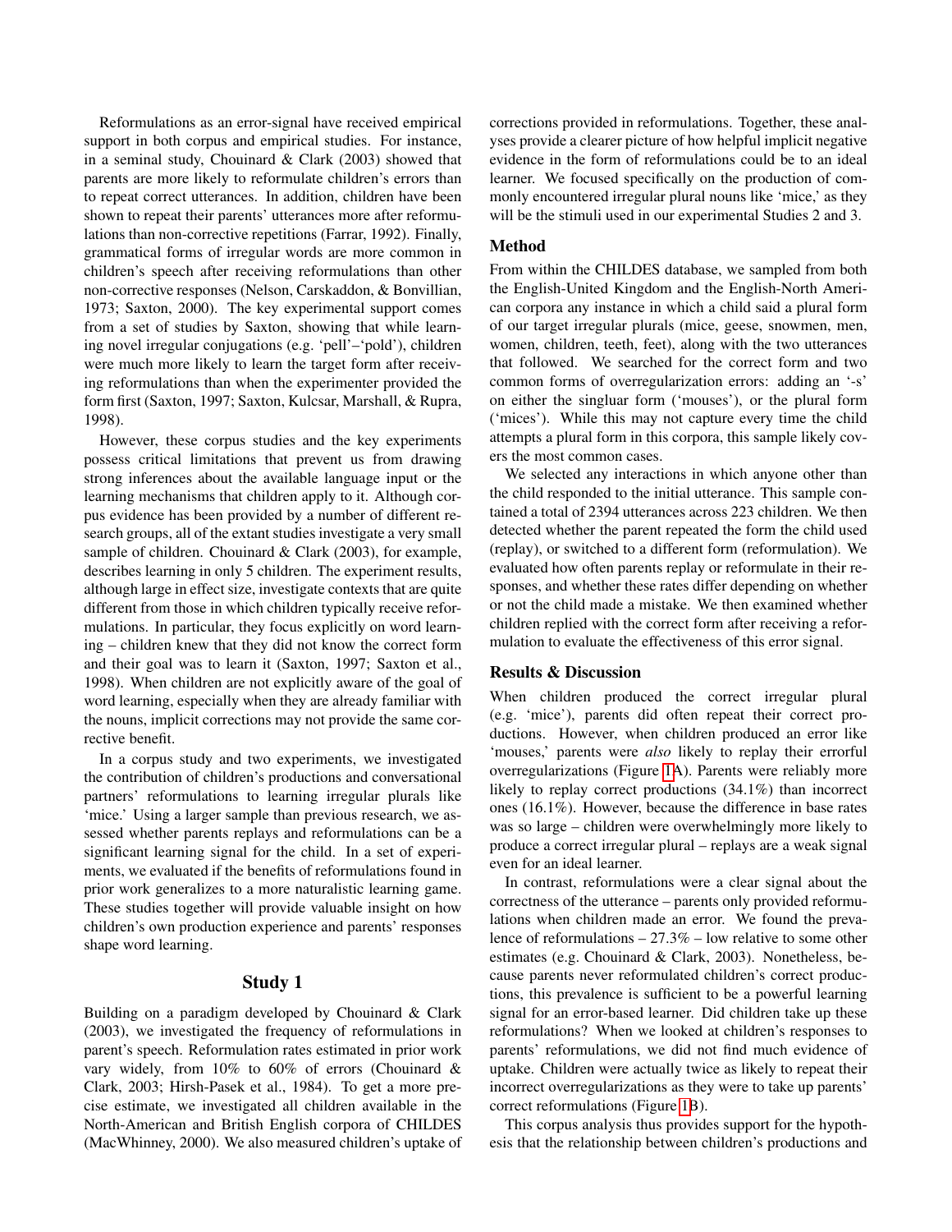Reformulations as an error-signal have received empirical support in both corpus and empirical studies. For instance, in a seminal study, Chouinard & Clark (2003) showed that parents are more likely to reformulate children's errors than to repeat correct utterances. In addition, children have been shown to repeat their parents' utterances more after reformulations than non-corrective repetitions (Farrar, 1992). Finally, grammatical forms of irregular words are more common in children's speech after receiving reformulations than other non-corrective responses (Nelson, Carskaddon, & Bonvillian, 1973; Saxton, 2000). The key experimental support comes from a set of studies by Saxton, showing that while learning novel irregular conjugations (e.g. 'pell'–'pold'), children were much more likely to learn the target form after receiving reformulations than when the experimenter provided the form first (Saxton, 1997; Saxton, Kulcsar, Marshall, & Rupra, 1998).

However, these corpus studies and the key experiments possess critical limitations that prevent us from drawing strong inferences about the available language input or the learning mechanisms that children apply to it. Although corpus evidence has been provided by a number of different research groups, all of the extant studies investigate a very small sample of children. Chouinard & Clark (2003), for example, describes learning in only 5 children. The experiment results, although large in effect size, investigate contexts that are quite different from those in which children typically receive reformulations. In particular, they focus explicitly on word learning – children knew that they did not know the correct form and their goal was to learn it (Saxton, 1997; Saxton et al., 1998). When children are not explicitly aware of the goal of word learning, especially when they are already familiar with the nouns, implicit corrections may not provide the same corrective benefit.

In a corpus study and two experiments, we investigated the contribution of children's productions and conversational partners' reformulations to learning irregular plurals like 'mice.' Using a larger sample than previous research, we assessed whether parents replays and reformulations can be a significant learning signal for the child. In a set of experiments, we evaluated if the benefits of reformulations found in prior work generalizes to a more naturalistic learning game. These studies together will provide valuable insight on how children's own production experience and parents' responses shape word learning.

## Study 1

Building on a paradigm developed by Chouinard & Clark (2003), we investigated the frequency of reformulations in parent's speech. Reformulation rates estimated in prior work vary widely, from 10% to 60% of errors (Chouinard & Clark, 2003; Hirsh-Pasek et al., 1984). To get a more precise estimate, we investigated all children available in the North-American and British English corpora of CHILDES (MacWhinney, 2000). We also measured children's uptake of corrections provided in reformulations. Together, these analyses provide a clearer picture of how helpful implicit negative evidence in the form of reformulations could be to an ideal learner. We focused specifically on the production of commonly encountered irregular plural nouns like 'mice,' as they will be the stimuli used in our experimental Studies 2 and 3.

### Method

From within the CHILDES database, we sampled from both the English-United Kingdom and the English-North American corpora any instance in which a child said a plural form of our target irregular plurals (mice, geese, snowmen, men, women, children, teeth, feet), along with the two utterances that followed. We searched for the correct form and two common forms of overregularization errors: adding an '-s' on either the singluar form ('mouses'), or the plural form ('mices'). While this may not capture every time the child attempts a plural form in this corpora, this sample likely covers the most common cases.

We selected any interactions in which anyone other than the child responded to the initial utterance. This sample contained a total of 2394 utterances across 223 children. We then detected whether the parent repeated the form the child used (replay), or switched to a different form (reformulation). We evaluated how often parents replay or reformulate in their responses, and whether these rates differ depending on whether or not the child made a mistake. We then examined whether children replied with the correct form after receiving a reformulation to evaluate the effectiveness of this error signal.

### Results & Discussion

When children produced the correct irregular plural (e.g. 'mice'), parents did often repeat their correct productions. However, when children produced an error like 'mouses,' parents were *also* likely to replay their errorful overregularizations (Figure 1A). Parents were reliably more likely to replay correct productions (34.1%) than incorrect ones (16.1%). However, because the difference in base rates was so large – children were overwhelmingly more likely to produce a correct irregular plural – replays are a weak signal even for an ideal learner.

In contrast, reformulations were a clear signal about the correctness of the utterance – parents only provided reformulations when children made an error. We found the prevalence of reformulations – 27.3% – low relative to some other estimates (e.g. Chouinard & Clark, 2003). Nonetheless, because parents never reformulated children's correct productions, this prevalence is sufficient to be a powerful learning signal for an error-based learner. Did children take up these reformulations? When we looked at children's responses to parents' reformulations, we did not find much evidence of uptake. Children were actually twice as likely to repeat their incorrect overregularizations as they were to take up parents' correct reformulations (Figure 1B).

This corpus analysis thus provides support for the hypothesis that the relationship between children's productions and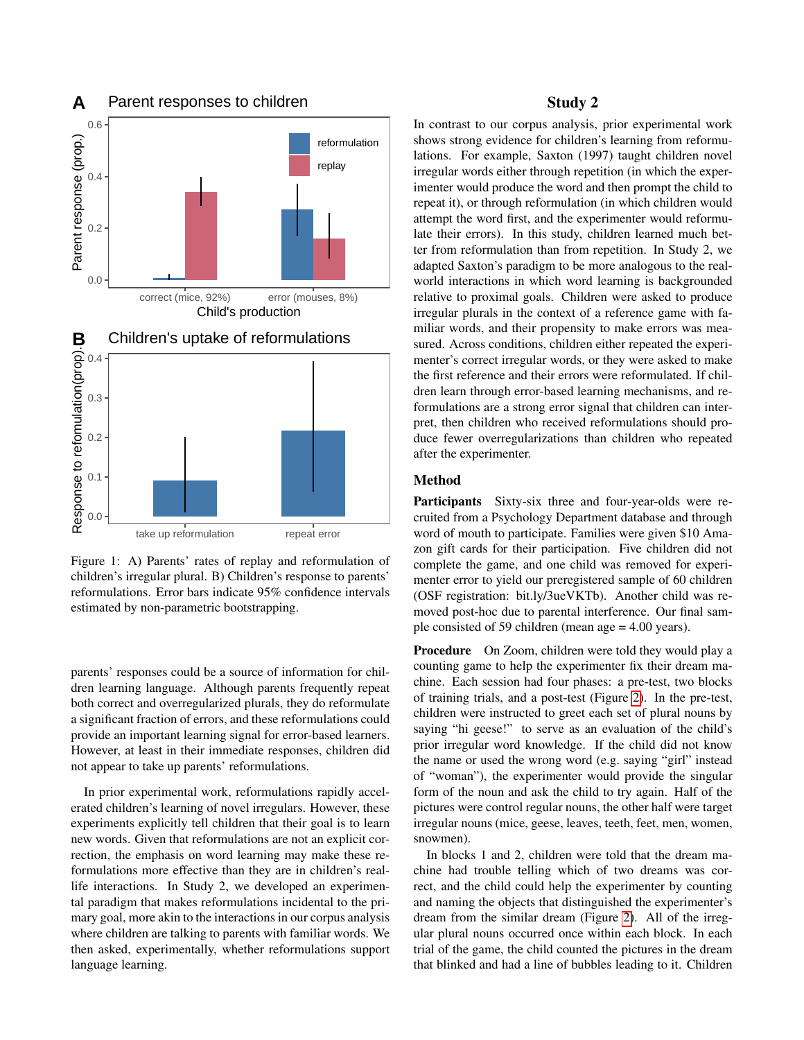Figure 1: A) Parents' rates of replay and reformulation of children's irregular plural. B) Children's response to parents' reformulations. Error bars indicate 95% confidence intervals estimated by non-parametric bootstrapping.

parents' responses could be a source of information for children learning language. Although parents frequently repeat both correct and overregularized plurals, they do reformulate a significant fraction of errors, and these reformulations could provide an important learning signal for error-based learners. However, at least in their immediate responses, children did not appear to take up parents' reformulations.

In prior experimental work, reformulations rapidly accelerated children's learning of novel irregulars. However, these experiments explicitly tell children that their goal is to learn new words. Given that reformulations are not an explicit correction, the emphasis on word learning may make these reformulations more effective than they are in children's real-life interactions. In Study 2, we developed an experimental paradigm that makes reformulations incidental to the primary goal, more akin to the interactions in our corpus analysis where children are talking to parents with familiar words. We then asked, experimentally, whether reformulations support language learning.

## Study 2

In contrast to our corpus analysis, prior experimental work shows strong evidence for children's learning from reformulations. For example, Saxton (1997) taught children novel irregular words either through repetition (in which the experimenter would produce the word and then prompt the child to repeat it), or through reformulation (in which children would attempt the word first, and the experimenter would reformulate their errors). In this study, children learned much better from reformulation than from repetition. In Study 2, we adapted Saxton's paradigm to be more analogous to the real-world interactions in which word learning is backgrounded relative to proximal goals. Children were asked to produce irregular plurals in the context of a reference game with familiar words, and their propensity to make errors was measured. Across conditions, children either repeated the experimenter's correct irregular words, or they were asked to make the first reference and their errors were reformulated. If children learn through error-based learning mechanisms, and reformulations are a strong error signal that children can interpret, then children who received reformulations should produce fewer overregularizations than children who repeated after the experimenter.

### Method

**Participants** Sixty-six three and four-year-olds were recruited from a Psychology Department database and through word of mouth to participate. Families were given $10 Amazon gift cards for their participation. Five children did not complete the game, and one child was removed for experimenter error to yield our preregistered sample of 60 children (OSF registration: bit.ly/3ueVKTb). Another child was removed post-hoc due to parental interference. Our final sample consisted of 59 children (mean age = 4.00 years).

**Procedure** On Zoom, children were told they would play a counting game to help the experimenter fix their dream machine. Each session had four phases: a pre-test, two blocks of training trials, and a post-test (Figure 2). In the pre-test, children were instructed to greet each set of plural nouns by saying "hi geese!" to serve as an evaluation of the child's prior irregular word knowledge. If the child did not know the name or used the wrong word (e.g. saying "girl" instead of "woman"), the experimenter would provide the singular form of the noun and ask the child to try again. Half of the pictures were control regular nouns, the other half were target irregular nouns (mice, geese, leaves, teeth, feet, men, women, snowmen).

In blocks 1 and 2, children were told that the dream machine had trouble telling which of two dreams was correct, and the child could help the experimenter by counting and naming the objects that distinguished the experimenter's dream from the similar dream (Figure 2). All of the irregular plural nouns occurred once within each block. In each trial of the game, the child counted the pictures in the dream that blinked and had a line of bubbles leading to it. Children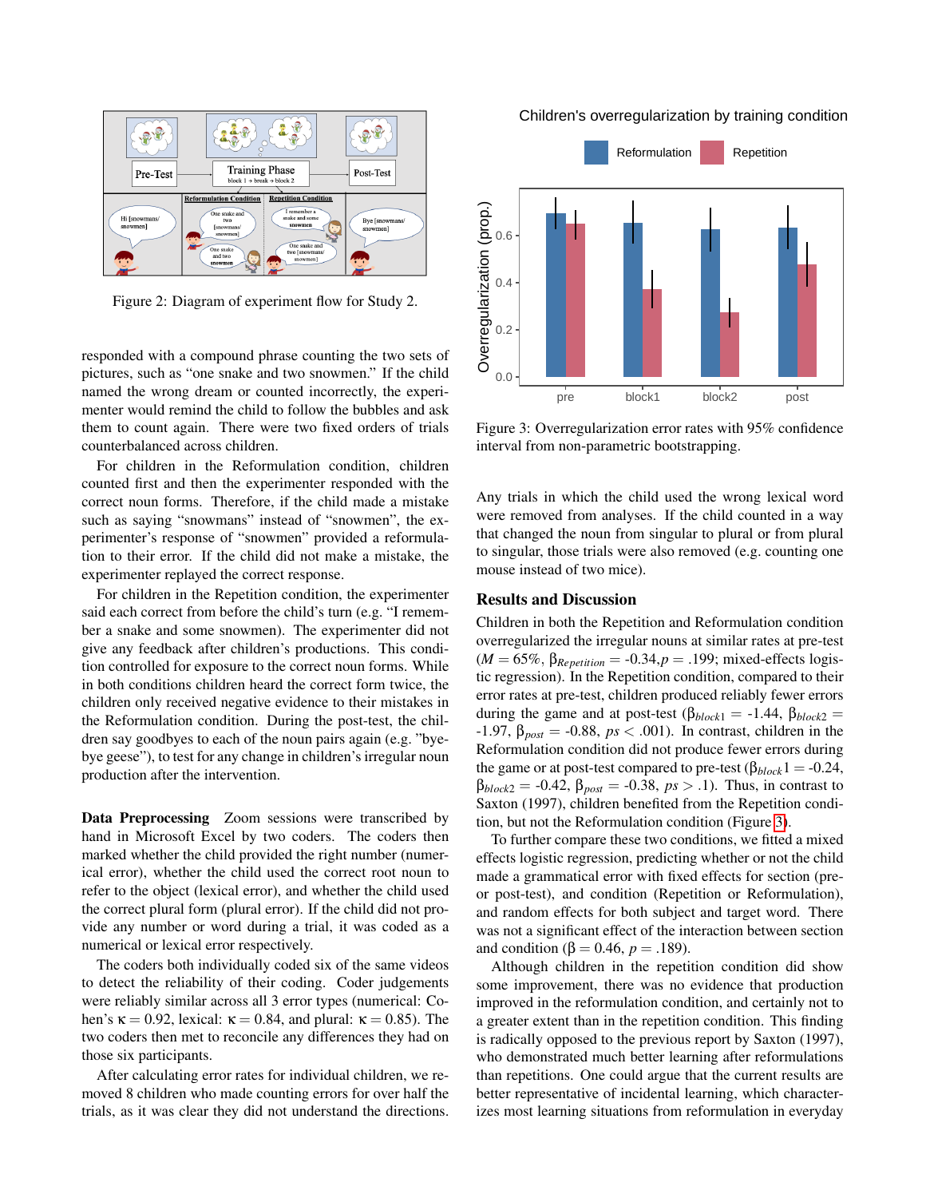Figure 2: Diagram of experiment flow for Study 2.

responded with a compound phrase counting the two sets of pictures, such as "one snake and two snowmen." If the child named the wrong dream or counted incorrectly, the experimenter would remind the child to follow the bubbles and ask them to count again. There were two fixed orders of trials counterbalanced across children.

For children in the Reformulation condition, children counted first and then the experimenter responded with the correct noun forms. Therefore, if the child made a mistake such as saying "snowmans" instead of "snowmen", the experimenter's response of "snowmen" provided a reformulation to their error. If the child did not make a mistake, the experimenter replayed the correct response.

For children in the Repetition condition, the experimenter said each correct from before the child's turn (e.g. "I remember a snake and some snowmen). The experimenter did not give any feedback after children's productions. This condition controlled for exposure to the correct noun forms. While in both conditions children heard the correct form twice, the children only received negative evidence to their mistakes in the Reformulation condition. During the post-test, the children say goodbyes to each of the noun pairs again (e.g. "bye-bye geese"), to test for any change in children's irregular noun production after the intervention.

**Data Preprocessing** Zoom sessions were transcribed by hand in Microsoft Excel by two coders. The coders then marked whether the child provided the right number (numerical error), whether the child used the correct root noun to refer to the object (lexical error), and whether the child used the correct plural form (plural error). If the child did not provide any number or word during a trial, it was coded as a numerical or lexical error respectively.

The coders both individually coded six of the same videos to detect the reliability of their coding. Coder judgements were reliably similar across all 3 error types (numerical: Cohen's $\kappa = 0.92$, lexical: $\kappa = 0.84$, and plural: $\kappa = 0.85$). The two coders then met to reconcile any differences they had on those six participants.

After calculating error rates for individual children, we removed 8 children who made counting errors for over half the trials, as it was clear they did not understand the directions.

Figure 3: Overregularization error rates with 95% confidence interval from non-parametric bootstrapping.

Any trials in which the child used the wrong lexical word were removed from analyses. If the child counted in a way that changed the noun from singular to plural or from plural to singular, those trials were also removed (e.g. counting one mouse instead of two mice).

## Results and Discussion

Children in both the Repetition and Reformulation condition overregularized the irregular nouns at similar rates at pre-test ($M = 65\%$, $\beta_{Repetition} = -0.34, p = .199$; mixed-effects logistic regression). In the Repetition condition, compared to their error rates at pre-test, children produced reliably fewer errors during the game and at post-test ($\beta_{block1} = -1.44$, $\beta_{block2} = -1.97$, $\beta_{post} = -0.88$, $ps < .001$). In contrast, children in the Reformulation condition did not produce fewer errors during the game or at post-test compared to pre-test ($\beta_{block}1 = -0.24$, $\beta_{block2} = -0.42$, $\beta_{post} = -0.38$, $ps > .1$). Thus, in contrast to Saxton (1997), children benefited from the Repetition condition, but not the Reformulation condition (Figure 3).

To further compare these two conditions, we fitted a mixed effects logistic regression, predicting whether or not the child made a grammatical error with fixed effects for section (pre- or post-test), and condition (Repetition or Reformulation), and random effects for both subject and target word. There was not a significant effect of the interaction between section and condition ($\beta = 0.46$, $p = .189$).

Although children in the repetition condition did show some improvement, there was no evidence that production improved in the reformulation condition, and certainly not to a greater extent than in the repetition condition. This finding is radically opposed to the previous report by Saxton (1997), who demonstrated much better learning after reformulations than repetitions. One could argue that the current results are better representative of incidental learning, which characterizes most learning situations from reformulation in everyday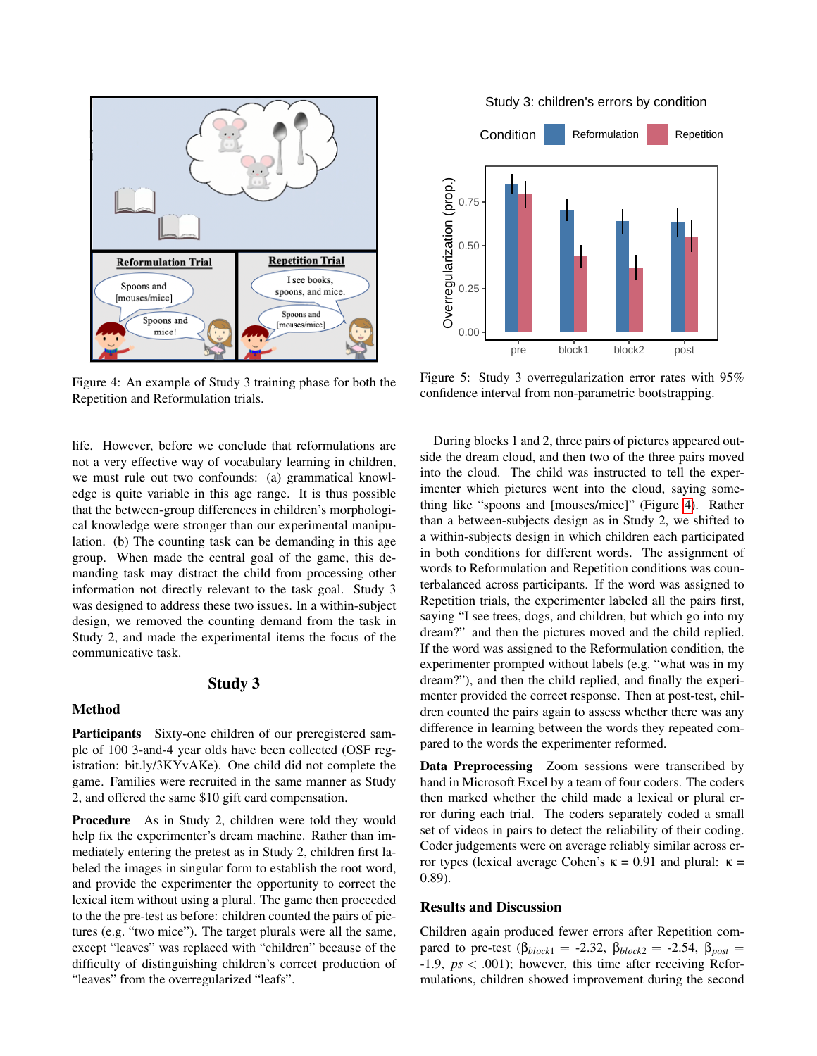Figure 4: An example of Study 3 training phase for both the Repetition and Reformulation trials.

Figure 5: Study 3 overregularization error rates with 95% confidence interval from non-parametric bootstrapping.

life. However, before we conclude that reformulations are not a very effective way of vocabulary learning in children, we must rule out two confounds: (a) grammatical knowledge is quite variable in this age range. It is thus possible that the between-group differences in children's morphological knowledge were stronger than our experimental manipulation. (b) The counting task can be demanding in this age group. When made the central goal of the game, this demanding task may distract the child from processing other information not directly relevant to the task goal. Study 3 was designed to address these two issues. In a within-subject design, we removed the counting demand from the task in Study 2, and made the experimental items the focus of the communicative task.

## Study 3

### Method

**Participants** Sixty-one children of our preregistered sample of 100 3-and-4 year olds have been collected (OSF registration: bit.ly/3KYvAKe). One child did not complete the game. Families were recruited in the same manner as Study 2, and offered the same $10 gift card compensation.

**Procedure** As in Study 2, children were told they would help fix the experimenter's dream machine. Rather than immediately entering the pretest as in Study 2, children first labeled the images in singular form to establish the root word, and provide the experimenter the opportunity to correct the lexical item without using a plural. The game then proceeded to the the pre-test as before: children counted the pairs of pictures (e.g. "two mice"). The target plurals were all the same, except "leaves" was replaced with "children" because of the difficulty of distinguishing children's correct production of "leaves" from the overregularized "leafs".

During blocks 1 and 2, three pairs of pictures appeared outside the dream cloud, and then two of the three pairs moved into the cloud. The child was instructed to tell the experimenter which pictures went into the cloud, saying something like "spoons and [mouses/mice]" (Figure 4). Rather than a between-subjects design as in Study 2, we shifted to a within-subjects design in which children each participated in both conditions for different words. The assignment of words to Reformulation and Repetition conditions was counterbalanced across participants. If the word was assigned to Repetition trials, the experimenter labeled all the pairs first, saying "I see trees, dogs, and children, but which go into my dream?" and then the pictures moved and the child replied. If the word was assigned to the Reformulation condition, the experimenter prompted without labels (e.g. "what was in my dream?"), and then the child replied, and finally the experimenter provided the correct response. Then at post-test, children counted the pairs again to assess whether there was any difference in learning between the words they repeated compared to the words the experimenter reformed.

**Data Preprocessing** Zoom sessions were transcribed by hand in Microsoft Excel by a team of four coders. The coders then marked whether the child made a lexical or plural error during each trial. The coders separately coded a small set of videos in pairs to detect the reliability of their coding. Coder judgements were on average reliably similar across error types (lexical average Cohen's $\kappa$ = 0.91 and plural: $\kappa$ = 0.89).

### Results and Discussion

Children again produced fewer errors after Repetition compared to pre-test ($\beta_{block1}$ = -2.32, $\beta_{block2}$ = -2.54, $\beta_{post}$ = -1.9, $ps < .001$); however, this time after receiving Reformulations, children showed improvement during the second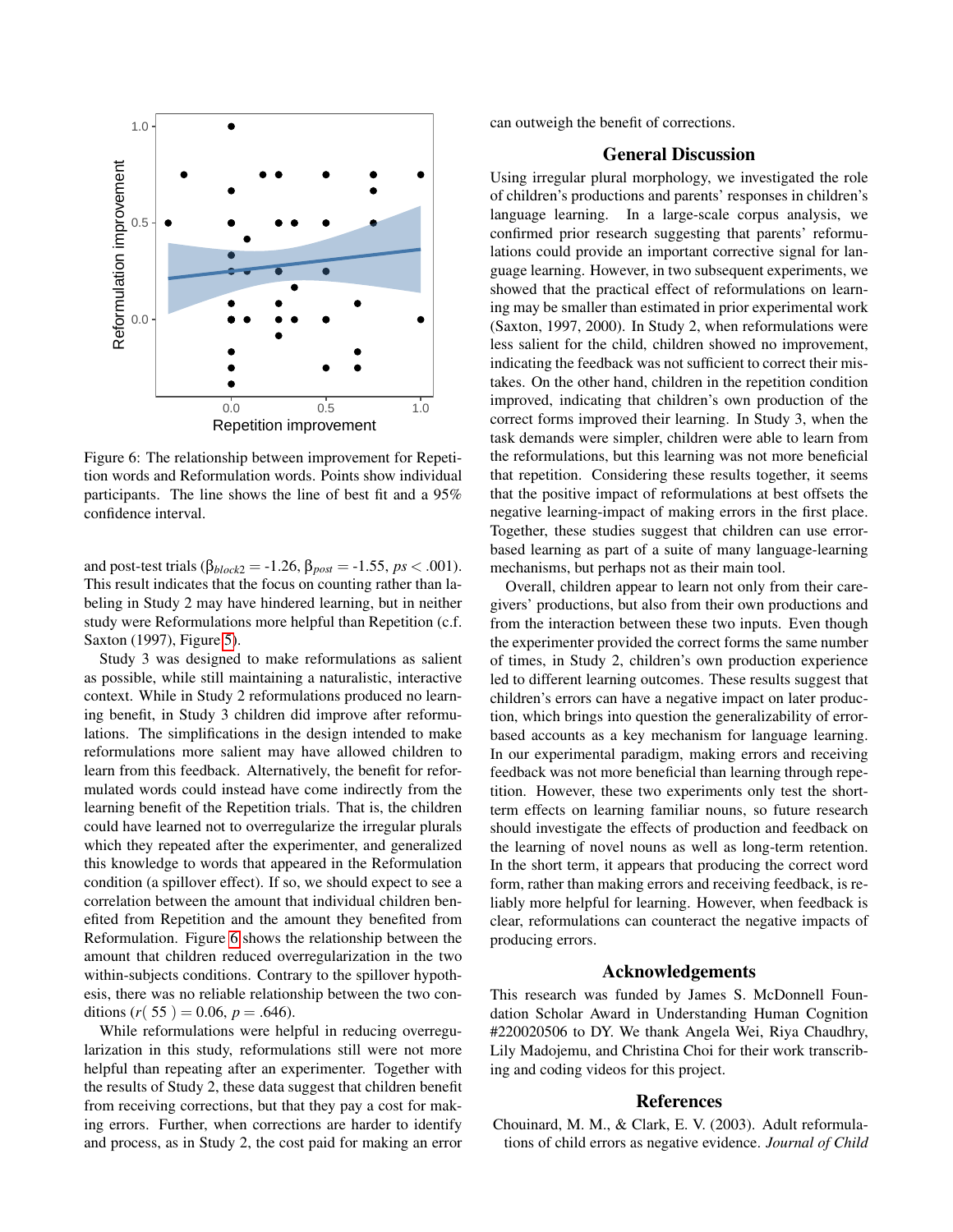Figure 6: The relationship between improvement for Repetition words and Reformulation words. Points show individual participants. The line shows the line of best fit and a 95% confidence interval.

and post-test trials ($\beta_{block2}$ = -1.26, $\beta_{post}$ = -1.55, $ps < .001$). This result indicates that the focus on counting rather than labeling in Study 2 may have hindered learning, but in neither study were Reformulations more helpful than Repetition (c.f. Saxton (1997), Figure 5).

Study 3 was designed to make reformulations as salient as possible, while still maintaining a naturalistic, interactive context. While in Study 2 reformulations produced no learning benefit, in Study 3 children did improve after reformulations. The simplifications in the design intended to make reformulations more salient may have allowed children to learn from this feedback. Alternatively, the benefit for reformulated words could instead have come indirectly from the learning benefit of the Repetition trials. That is, the children could have learned not to overregularize the irregular plurals which they repeated after the experimenter, and generalized this knowledge to words that appeared in the Reformulation condition (a spillover effect). If so, we should expect to see a correlation between the amount that individual children benefited from Repetition and the amount they benefited from Reformulation. Figure 6 shows the relationship between the amount that children reduced overregularization in the two within-subjects conditions. Contrary to the spillover hypothesis, there was no reliable relationship between the two conditions ($r(55) = 0.06$, $p = .646$).

While reformulations were helpful in reducing overregularization in this study, reformulations still were not more helpful than repeating after an experimenter. Together with the results of Study 2, these data suggest that children benefit from receiving corrections, but that they pay a cost for making errors. Further, when corrections are harder to identify and process, as in Study 2, the cost paid for making an error can outweigh the benefit of corrections.

## General Discussion

Using irregular plural morphology, we investigated the role of children's productions and parents' responses in children's language learning. In a large-scale corpus analysis, we confirmed prior research suggesting that parents' reformulations could provide an important corrective signal for language learning. However, in two subsequent experiments, we showed that the practical effect of reformulations on learning may be smaller than estimated in prior experimental work (Saxton, 1997, 2000). In Study 2, when reformulations were less salient for the child, children showed no improvement, indicating the feedback was not sufficient to correct their mistakes. On the other hand, children in the repetition condition improved, indicating that children's own production of the correct forms improved their learning. In Study 3, when the task demands were simpler, children were able to learn from the reformulations, but this learning was not more beneficial that repetition. Considering these results together, it seems that the positive impact of reformulations at best offsets the negative learning-impact of making errors in the first place. Together, these studies suggest that children can use error-based learning as part of a suite of many language-learning mechanisms, but perhaps not as their main tool.

Overall, children appear to learn not only from their caregivers' productions, but also from their own productions and from the interaction between these two inputs. Even though the experimenter provided the correct forms the same number of times, in Study 2, children's own production experience led to different learning outcomes. These results suggest that children's errors can have a negative impact on later production, which brings into question the generalizability of error-based accounts as a key mechanism for language learning. In our experimental paradigm, making errors and receiving feedback was not more beneficial than learning through repetition. However, these two experiments only test the short-term effects on learning familiar nouns, so future research should investigate the effects of production and feedback on the learning of novel nouns as well as long-term retention. In the short term, it appears that producing the correct word form, rather than making errors and receiving feedback, is reliably more helpful for learning. However, when feedback is clear, reformulations can counteract the negative impacts of producing errors.

## Acknowledgements

This research was funded by James S. McDonnell Foundation Scholar Award in Understanding Human Cognition #220020506 to DY. We thank Angela Wei, Riya Chaudhry, Lily Madojemu, and Christina Choi for their work transcribing and coding videos for this project.

## References

Chouinard, M. M., & Clark, E. V. (2003). Adult reformulations of child errors as negative evidence. *Journal of Child*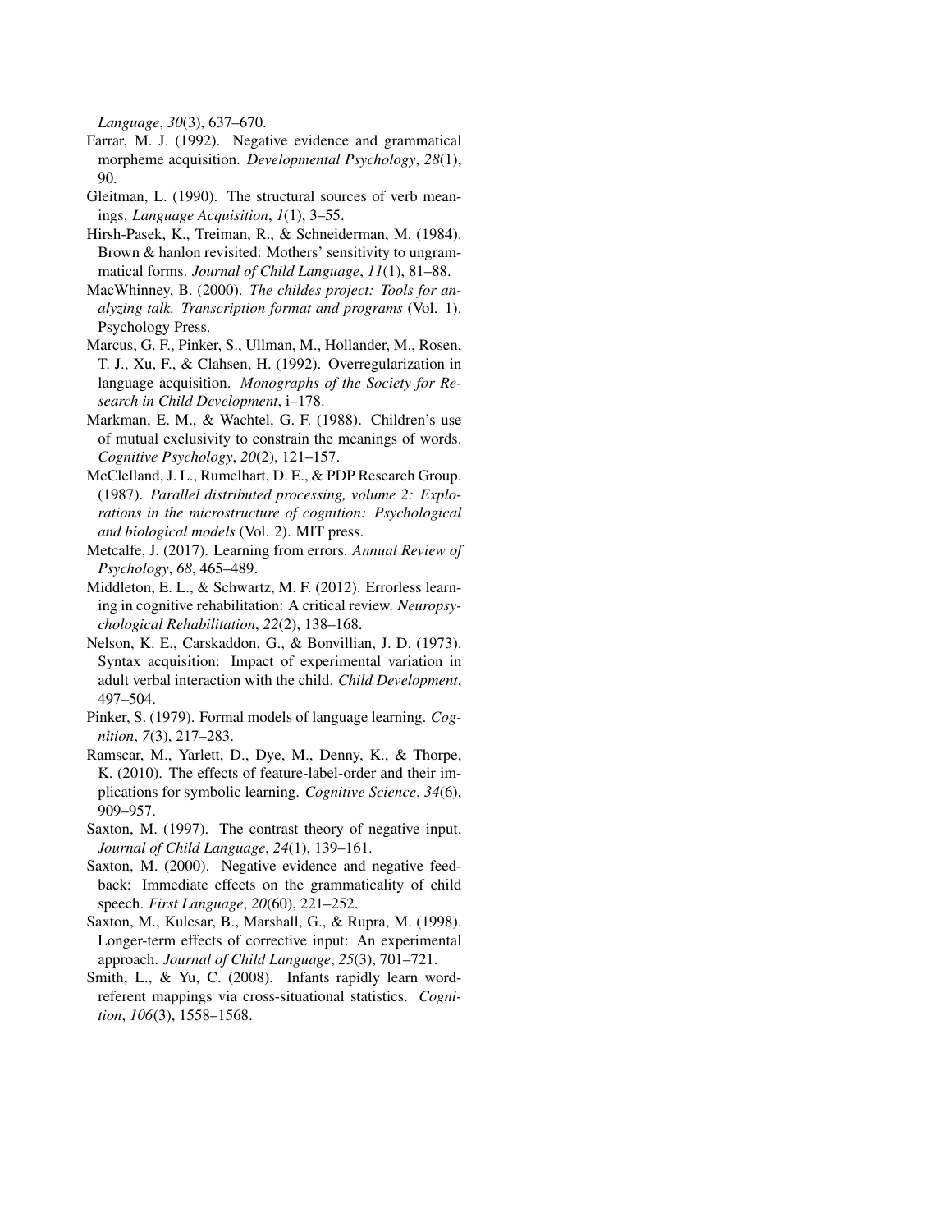*Language*, *30*(3), 637–670.

Farrar, M. J. (1992). Negative evidence and grammatical morpheme acquisition. *Developmental Psychology*, *28*(1), 90.

Gleitman, L. (1990). The structural sources of verb meanings. *Language Acquisition*, *1*(1), 3–55.

Hirsh-Pasek, K., Treiman, R., & Schneiderman, M. (1984). Brown & hanlon revisited: Mothers' sensitivity to ungrammatical forms. *Journal of Child Language*, *11*(1), 81–88.

MacWhinney, B. (2000). *The childes project: Tools for analyzing talk. Transcription format and programs* (Vol. 1). Psychology Press.

Marcus, G. F., Pinker, S., Ullman, M., Hollander, M., Rosen, T. J., Xu, F., & Clahsen, H. (1992). Overregularization in language acquisition. *Monographs of the Society for Research in Child Development*, i–178.

Markman, E. M., & Wachtel, G. F. (1988). Children's use of mutual exclusivity to constrain the meanings of words. *Cognitive Psychology*, *20*(2), 121–157.

McClelland, J. L., Rumelhart, D. E., & PDP Research Group. (1987). *Parallel distributed processing, volume 2: Explorations in the microstructure of cognition: Psychological and biological models* (Vol. 2). MIT press.

Metcalfe, J. (2017). Learning from errors. *Annual Review of Psychology*, *68*, 465–489.

Middleton, E. L., & Schwartz, M. F. (2012). Errorless learning in cognitive rehabilitation: A critical review. *Neuropsychological Rehabilitation*, *22*(2), 138–168.

Nelson, K. E., Carskaddon, G., & Bonvillian, J. D. (1973). Syntax acquisition: Impact of experimental variation in adult verbal interaction with the child. *Child Development*, 497–504.

Pinker, S. (1979). Formal models of language learning. *Cognition*, *7*(3), 217–283.

Ramscar, M., Yarlett, D., Dye, M., Denny, K., & Thorpe, K. (2010). The effects of feature-label-order and their implications for symbolic learning. *Cognitive Science*, *34*(6), 909–957.

Saxton, M. (1997). The contrast theory of negative input. *Journal of Child Language*, *24*(1), 139–161.

Saxton, M. (2000). Negative evidence and negative feedback: Immediate effects on the grammaticality of child speech. *First Language*, *20*(60), 221–252.

Saxton, M., Kulcsar, B., Marshall, G., & Rupra, M. (1998). Longer-term effects of corrective input: An experimental approach. *Journal of Child Language*, *25*(3), 701–721.

Smith, L., & Yu, C. (2008). Infants rapidly learn word-referent mappings via cross-situational statistics. *Cognition*, *106*(3), 1558–1568.